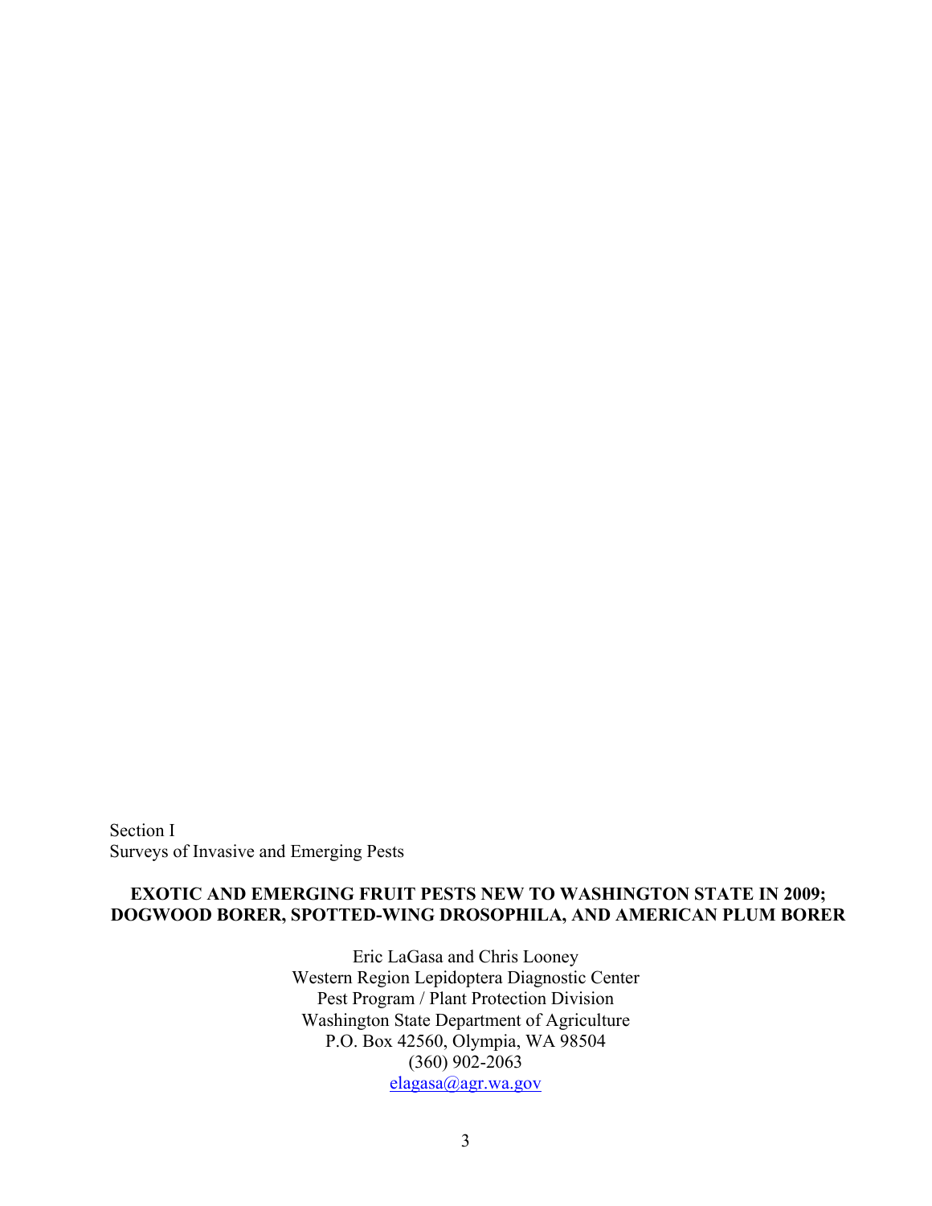Section I
Surveys of Invasive and Emerging Pests

## EXOTIC AND EMERGING FRUIT PESTS NEW TO WASHINGTON STATE IN 2009; DOGWOOD BORER, SPOTTED-WING DROSOPHILA, AND AMERICAN PLUM BORER

Eric LaGasa and Chris Looney
Western Region Lepidoptera Diagnostic Center
Pest Program / Plant Protection Division
Washington State Department of Agriculture
P.O. Box 42560, Olympia, WA 98504
(360) 902-2063
elagasa@agr.wa.gov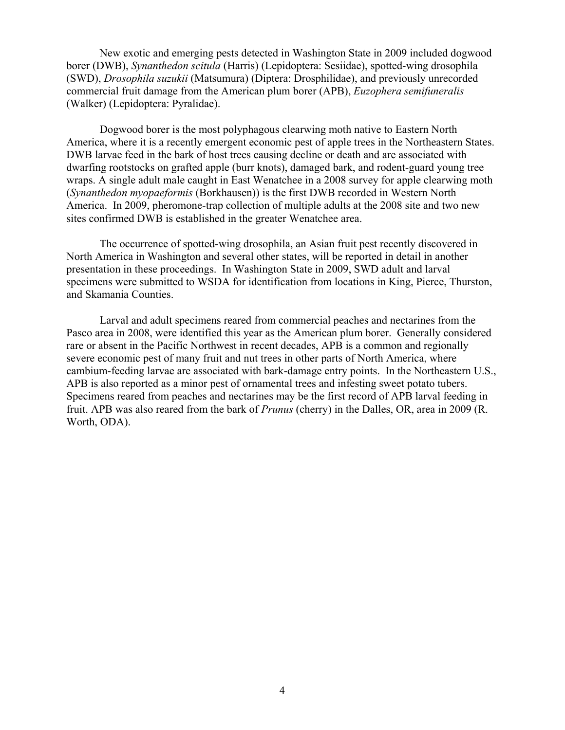New exotic and emerging pests detected in Washington State in 2009 included dogwood borer (DWB), *Synanthedon scitula* (Harris) (Lepidoptera: Sesiidae), spotted-wing drosophila (SWD), *Drosophila suzukii* (Matsumura) (Diptera: Drosphilidae), and previously unrecorded commercial fruit damage from the American plum borer (APB), *Euzophera semifuneralis* (Walker) (Lepidoptera: Pyralidae).

Dogwood borer is the most polyphagous clearwing moth native to Eastern North America, where it is a recently emergent economic pest of apple trees in the Northeastern States. DWB larvae feed in the bark of host trees causing decline or death and are associated with dwarfing rootstocks on grafted apple (burr knots), damaged bark, and rodent-guard young tree wraps. A single adult male caught in East Wenatchee in a 2008 survey for apple clearwing moth (*Synanthedon myopaeformis* (Borkhausen)) is the first DWB recorded in Western North America. In 2009, pheromone-trap collection of multiple adults at the 2008 site and two new sites confirmed DWB is established in the greater Wenatchee area.

The occurrence of spotted-wing drosophila, an Asian fruit pest recently discovered in North America in Washington and several other states, will be reported in detail in another presentation in these proceedings. In Washington State in 2009, SWD adult and larval specimens were submitted to WSDA for identification from locations in King, Pierce, Thurston, and Skamania Counties.

Larval and adult specimens reared from commercial peaches and nectarines from the Pasco area in 2008, were identified this year as the American plum borer. Generally considered rare or absent in the Pacific Northwest in recent decades, APB is a common and regionally severe economic pest of many fruit and nut trees in other parts of North America, where cambium-feeding larvae are associated with bark-damage entry points. In the Northeastern U.S., APB is also reported as a minor pest of ornamental trees and infesting sweet potato tubers. Specimens reared from peaches and nectarines may be the first record of APB larval feeding in fruit. APB was also reared from the bark of *Prunus* (cherry) in the Dalles, OR, area in 2009 (R. Worth, ODA).